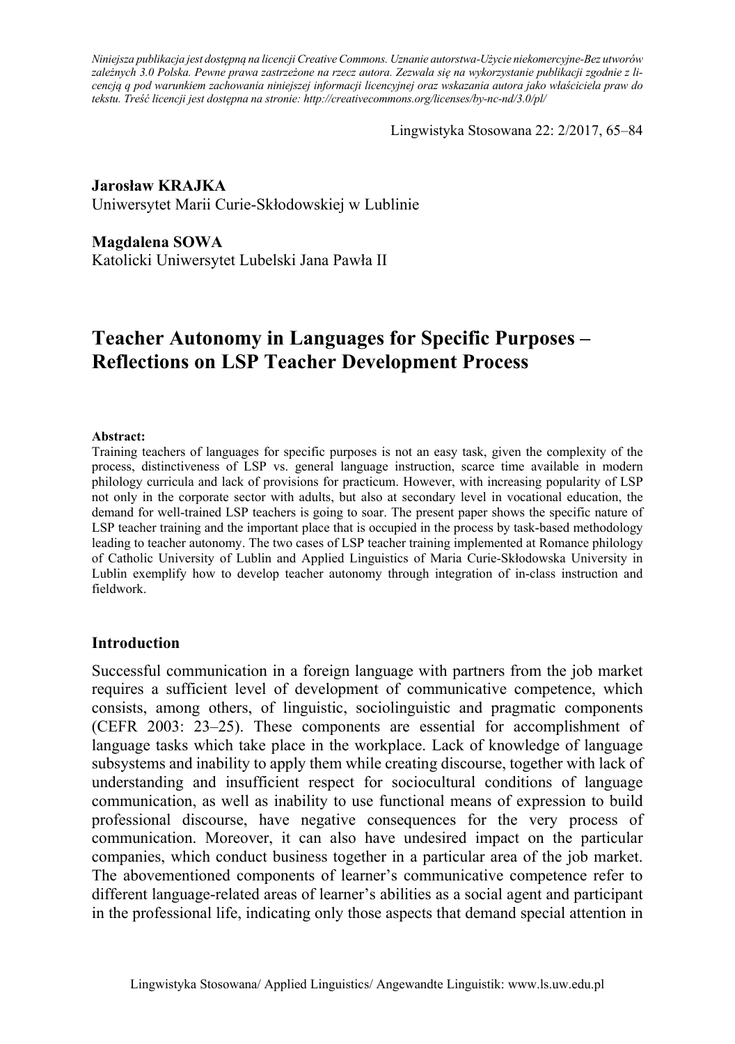*Niniejsza publikacja jest dostępną na licencji Creative Commons. Uznanie autorstwa-Użycie niekomercyjne-Bez utworów zależnych 3.0 Polska. Pewne prawa zastrzeżone na rzecz autora. Zezwala się na wykorzystanie publikacji zgodnie z licencją ą pod warunkiem zachowania niniejszej informacji licencyjnej oraz wskazania autora jako właściciela praw do tekstu. Treść licencji jest dostępna na stronie: http://creativecommons.org/licenses/by-nc-nd/3.0/pl/*

Lingwistyka Stosowana 22: 2/2017, 65–84

**Jarosław KRAJKA**
Uniwersytet Marii Curie-Skłodowskiej w Lublinie

**Magdalena SOWA**
Katolicki Uniwersytet Lubelski Jana Pawła II

# Teacher Autonomy in Languages for Specific Purposes – Reflections on LSP Teacher Development Process

**Abstract:**
Training teachers of languages for specific purposes is not an easy task, given the complexity of the process, distinctiveness of LSP vs. general language instruction, scarce time available in modern philology curricula and lack of provisions for practicum. However, with increasing popularity of LSP not only in the corporate sector with adults, but also at secondary level in vocational education, the demand for well-trained LSP teachers is going to soar. The present paper shows the specific nature of LSP teacher training and the important place that is occupied in the process by task-based methodology leading to teacher autonomy. The two cases of LSP teacher training implemented at Romance philology of Catholic University of Lublin and Applied Linguistics of Maria Curie-Skłodowska University in Lublin exemplify how to develop teacher autonomy through integration of in-class instruction and fieldwork.

## Introduction

Successful communication in a foreign language with partners from the job market requires a sufficient level of development of communicative competence, which consists, among others, of linguistic, sociolinguistic and pragmatic components (CEFR 2003: 23–25). These components are essential for accomplishment of language tasks which take place in the workplace. Lack of knowledge of language subsystems and inability to apply them while creating discourse, together with lack of understanding and insufficient respect for sociocultural conditions of language communication, as well as inability to use functional means of expression to build professional discourse, have negative consequences for the very process of communication. Moreover, it can also have undesired impact on the particular companies, which conduct business together in a particular area of the job market. The abovementioned components of learner's communicative competence refer to different language-related areas of learner's abilities as a social agent and participant in the professional life, indicating only those aspects that demand special attention in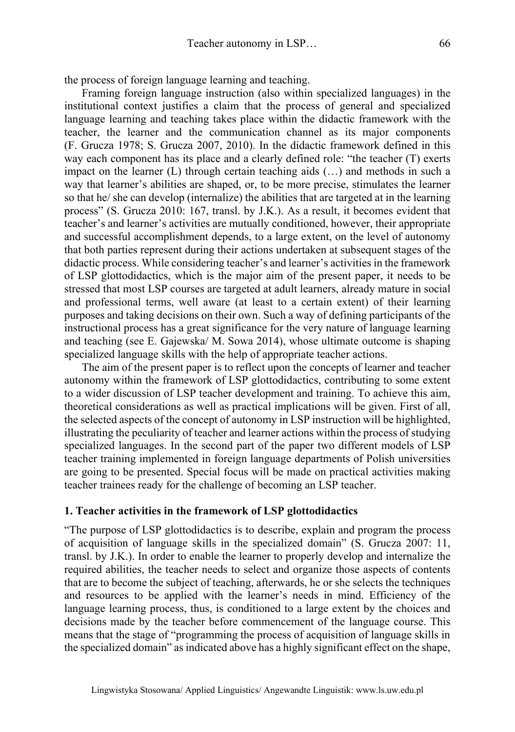the process of foreign language learning and teaching.

Framing foreign language instruction (also within specialized languages) in the institutional context justifies a claim that the process of general and specialized language learning and teaching takes place within the didactic framework with the teacher, the learner and the communication channel as its major components (F. Grucza 1978; S. Grucza 2007, 2010). In the didactic framework defined in this way each component has its place and a clearly defined role: "the teacher (T) exerts impact on the learner (L) through certain teaching aids (…) and methods in such a way that learner's abilities are shaped, or, to be more precise, stimulates the learner so that he/ she can develop (internalize) the abilities that are targeted at in the learning process" (S. Grucza 2010: 167, transl. by J.K.). As a result, it becomes evident that teacher's and learner's activities are mutually conditioned, however, their appropriate and successful accomplishment depends, to a large extent, on the level of autonomy that both parties represent during their actions undertaken at subsequent stages of the didactic process. While considering teacher's and learner's activities in the framework of LSP glottodidactics, which is the major aim of the present paper, it needs to be stressed that most LSP courses are targeted at adult learners, already mature in social and professional terms, well aware (at least to a certain extent) of their learning purposes and taking decisions on their own. Such a way of defining participants of the instructional process has a great significance for the very nature of language learning and teaching (see E. Gajewska/ M. Sowa 2014), whose ultimate outcome is shaping specialized language skills with the help of appropriate teacher actions.

The aim of the present paper is to reflect upon the concepts of learner and teacher autonomy within the framework of LSP glottodidactics, contributing to some extent to a wider discussion of LSP teacher development and training. To achieve this aim, theoretical considerations as well as practical implications will be given. First of all, the selected aspects of the concept of autonomy in LSP instruction will be highlighted, illustrating the peculiarity of teacher and learner actions within the process of studying specialized languages. In the second part of the paper two different models of LSP teacher training implemented in foreign language departments of Polish universities are going to be presented. Special focus will be made on practical activities making teacher trainees ready for the challenge of becoming an LSP teacher.

## 1. Teacher activities in the framework of LSP glottodidactics

"The purpose of LSP glottodidactics is to describe, explain and program the process of acquisition of language skills in the specialized domain" (S. Grucza 2007: 11, transl. by J.K.). In order to enable the learner to properly develop and internalize the required abilities, the teacher needs to select and organize those aspects of contents that are to become the subject of teaching, afterwards, he or she selects the techniques and resources to be applied with the learner's needs in mind. Efficiency of the language learning process, thus, is conditioned to a large extent by the choices and decisions made by the teacher before commencement of the language course. This means that the stage of "programming the process of acquisition of language skills in the specialized domain" as indicated above has a highly significant effect on the shape,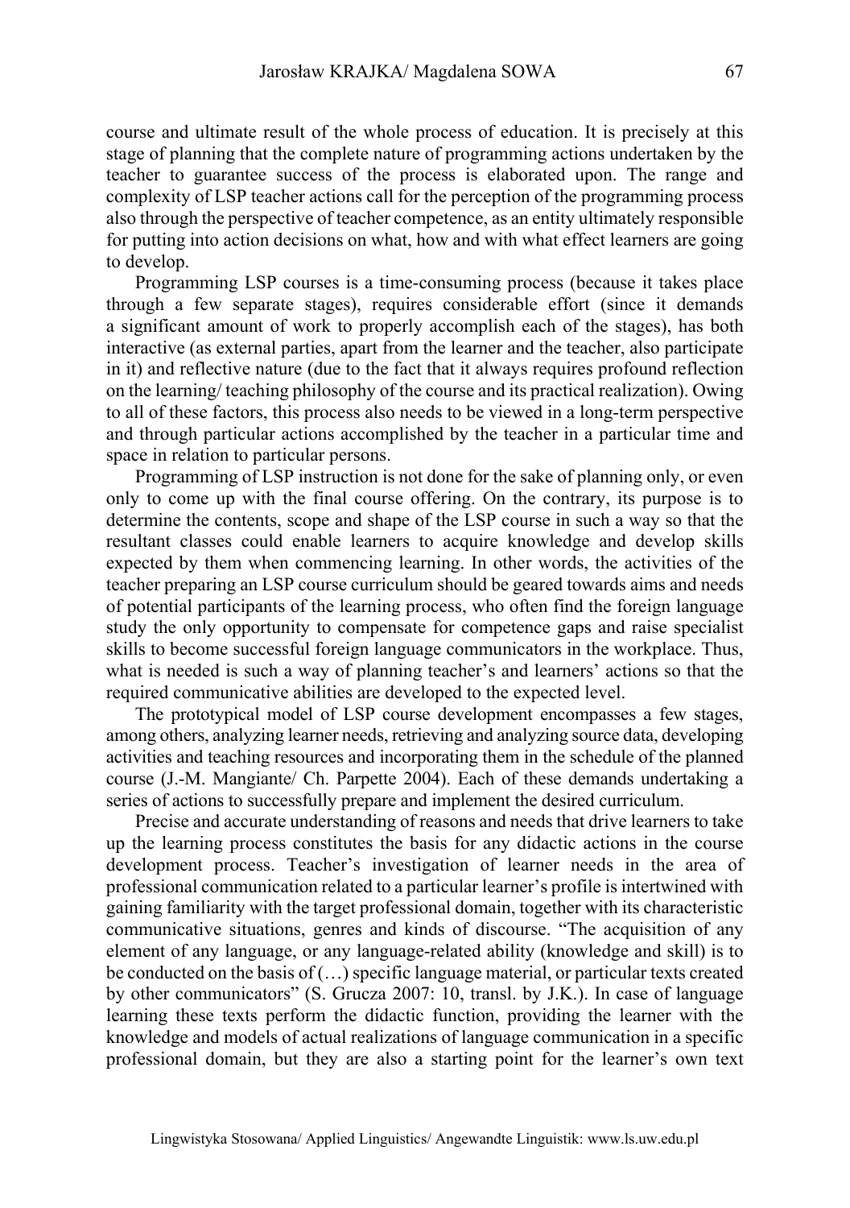course and ultimate result of the whole process of education. It is precisely at this stage of planning that the complete nature of programming actions undertaken by the teacher to guarantee success of the process is elaborated upon. The range and complexity of LSP teacher actions call for the perception of the programming process also through the perspective of teacher competence, as an entity ultimately responsible for putting into action decisions on what, how and with what effect learners are going to develop.

Programming LSP courses is a time-consuming process (because it takes place through a few separate stages), requires considerable effort (since it demands a significant amount of work to properly accomplish each of the stages), has both interactive (as external parties, apart from the learner and the teacher, also participate in it) and reflective nature (due to the fact that it always requires profound reflection on the learning/ teaching philosophy of the course and its practical realization). Owing to all of these factors, this process also needs to be viewed in a long-term perspective and through particular actions accomplished by the teacher in a particular time and space in relation to particular persons.

Programming of LSP instruction is not done for the sake of planning only, or even only to come up with the final course offering. On the contrary, its purpose is to determine the contents, scope and shape of the LSP course in such a way so that the resultant classes could enable learners to acquire knowledge and develop skills expected by them when commencing learning. In other words, the activities of the teacher preparing an LSP course curriculum should be geared towards aims and needs of potential participants of the learning process, who often find the foreign language study the only opportunity to compensate for competence gaps and raise specialist skills to become successful foreign language communicators in the workplace. Thus, what is needed is such a way of planning teacher's and learners' actions so that the required communicative abilities are developed to the expected level.

The prototypical model of LSP course development encompasses a few stages, among others, analyzing learner needs, retrieving and analyzing source data, developing activities and teaching resources and incorporating them in the schedule of the planned course (J.-M. Mangiante/ Ch. Parpette 2004). Each of these demands undertaking a series of actions to successfully prepare and implement the desired curriculum.

Precise and accurate understanding of reasons and needs that drive learners to take up the learning process constitutes the basis for any didactic actions in the course development process. Teacher's investigation of learner needs in the area of professional communication related to a particular learner's profile is intertwined with gaining familiarity with the target professional domain, together with its characteristic communicative situations, genres and kinds of discourse. "The acquisition of any element of any language, or any language-related ability (knowledge and skill) is to be conducted on the basis of (…) specific language material, or particular texts created by other communicators" (S. Grucza 2007: 10, transl. by J.K.). In case of language learning these texts perform the didactic function, providing the learner with the knowledge and models of actual realizations of language communication in a specific professional domain, but they are also a starting point for the learner's own text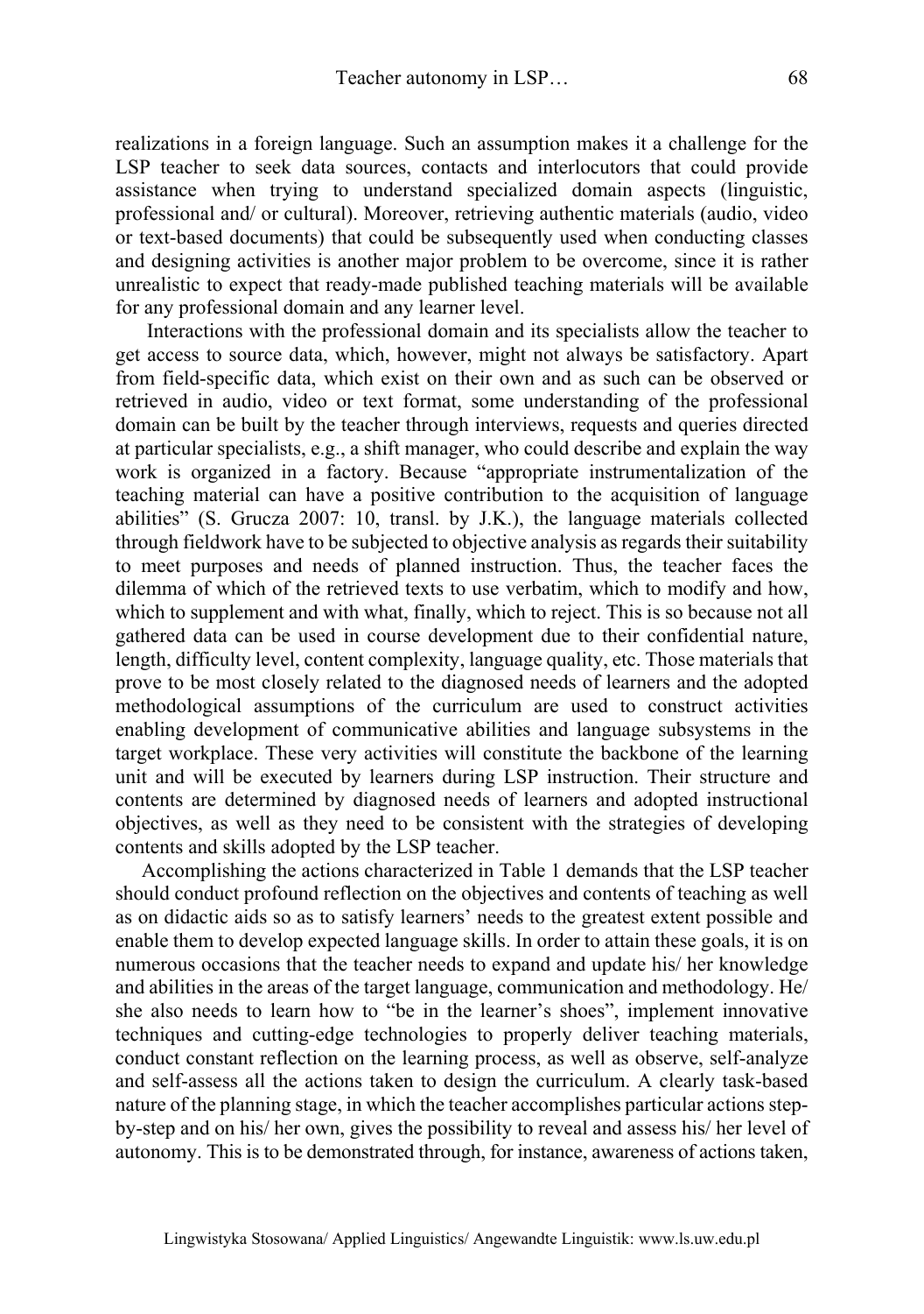realizations in a foreign language. Such an assumption makes it a challenge for the LSP teacher to seek data sources, contacts and interlocutors that could provide assistance when trying to understand specialized domain aspects (linguistic, professional and/ or cultural). Moreover, retrieving authentic materials (audio, video or text-based documents) that could be subsequently used when conducting classes and designing activities is another major problem to be overcome, since it is rather unrealistic to expect that ready-made published teaching materials will be available for any professional domain and any learner level.

Interactions with the professional domain and its specialists allow the teacher to get access to source data, which, however, might not always be satisfactory. Apart from field-specific data, which exist on their own and as such can be observed or retrieved in audio, video or text format, some understanding of the professional domain can be built by the teacher through interviews, requests and queries directed at particular specialists, e.g., a shift manager, who could describe and explain the way work is organized in a factory. Because "appropriate instrumentalization of the teaching material can have a positive contribution to the acquisition of language abilities" (S. Grucza 2007: 10, transl. by J.K.), the language materials collected through fieldwork have to be subjected to objective analysis as regards their suitability to meet purposes and needs of planned instruction. Thus, the teacher faces the dilemma of which of the retrieved texts to use verbatim, which to modify and how, which to supplement and with what, finally, which to reject. This is so because not all gathered data can be used in course development due to their confidential nature, length, difficulty level, content complexity, language quality, etc. Those materials that prove to be most closely related to the diagnosed needs of learners and the adopted methodological assumptions of the curriculum are used to construct activities enabling development of communicative abilities and language subsystems in the target workplace. These very activities will constitute the backbone of the learning unit and will be executed by learners during LSP instruction. Their structure and contents are determined by diagnosed needs of learners and adopted instructional objectives, as well as they need to be consistent with the strategies of developing contents and skills adopted by the LSP teacher.

Accomplishing the actions characterized in Table 1 demands that the LSP teacher should conduct profound reflection on the objectives and contents of teaching as well as on didactic aids so as to satisfy learners' needs to the greatest extent possible and enable them to develop expected language skills. In order to attain these goals, it is on numerous occasions that the teacher needs to expand and update his/ her knowledge and abilities in the areas of the target language, communication and methodology. He/ she also needs to learn how to "be in the learner's shoes", implement innovative techniques and cutting-edge technologies to properly deliver teaching materials, conduct constant reflection on the learning process, as well as observe, self-analyze and self-assess all the actions taken to design the curriculum. A clearly task-based nature of the planning stage, in which the teacher accomplishes particular actions step-by-step and on his/ her own, gives the possibility to reveal and assess his/ her level of autonomy. This is to be demonstrated through, for instance, awareness of actions taken,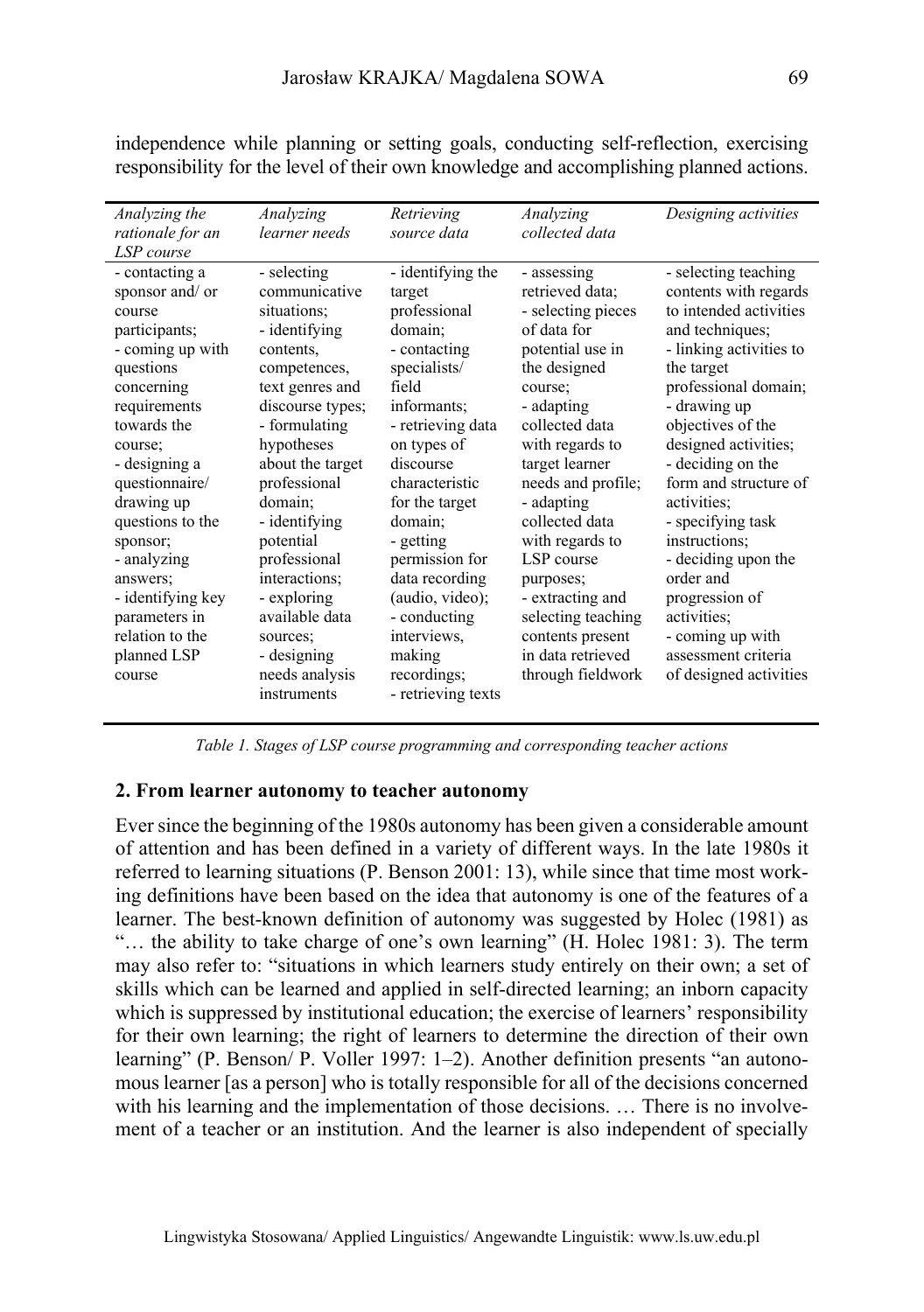independence while planning or setting goals, conducting self-reflection, exercising responsibility for the level of their own knowledge and accomplishing planned actions.

| *Analyzing the rationale for an LSP course* | *Analyzing learner needs* | *Retrieving source data* | *Analyzing collected data* | *Designing activities* |
|---|---|---|---|---|
| - contacting a sponsor and/ or course participants;<br>- coming up with questions concerning requirements towards the course;<br>- designing a questionnaire/ drawing up questions to the sponsor;<br>- analyzing answers;<br>- identifying key parameters in relation to the planned LSP course | - selecting communicative situations;<br>- identifying contents, competences, text genres and discourse types;<br>- formulating hypotheses about the target professional domain;<br>- identifying potential professional interactions;<br>- exploring available data sources;<br>- designing needs analysis instruments | - identifying the target professional domain;<br>- contacting specialists/ field informants;<br>- retrieving data on types of discourse characteristic for the target domain;<br>- getting permission for data recording (audio, video);<br>- conducting interviews, making recordings;<br>- retrieving texts | - assessing retrieved data;<br>- selecting pieces of data for potential use in the designed course;<br>- adapting collected data with regards to target learner needs and profile;<br>- adapting collected data with regards to LSP course purposes;<br>- extracting and selecting teaching contents present in data retrieved through fieldwork | - selecting teaching contents with regards to intended activities and techniques;<br>- linking activities to the target professional domain;<br>- drawing up objectives of the designed activities;<br>- deciding on the form and structure of activities;<br>- specifying task instructions;<br>- deciding upon the order and progression of activities;<br>- coming up with assessment criteria of designed activities |

*Table 1. Stages of LSP course programming and corresponding teacher actions*

## 2. From learner autonomy to teacher autonomy

Ever since the beginning of the 1980s autonomy has been given a considerable amount of attention and has been defined in a variety of different ways. In the late 1980s it referred to learning situations (P. Benson 2001: 13), while since that time most working definitions have been based on the idea that autonomy is one of the features of a learner. The best-known definition of autonomy was suggested by Holec (1981) as "… the ability to take charge of one's own learning" (H. Holec 1981: 3). The term may also refer to: "situations in which learners study entirely on their own; a set of skills which can be learned and applied in self-directed learning; an inborn capacity which is suppressed by institutional education; the exercise of learners' responsibility for their own learning; the right of learners to determine the direction of their own learning" (P. Benson/ P. Voller 1997: 1–2). Another definition presents "an autonomous learner [as a person] who is totally responsible for all of the decisions concerned with his learning and the implementation of those decisions. … There is no involvement of a teacher or an institution. And the learner is also independent of specially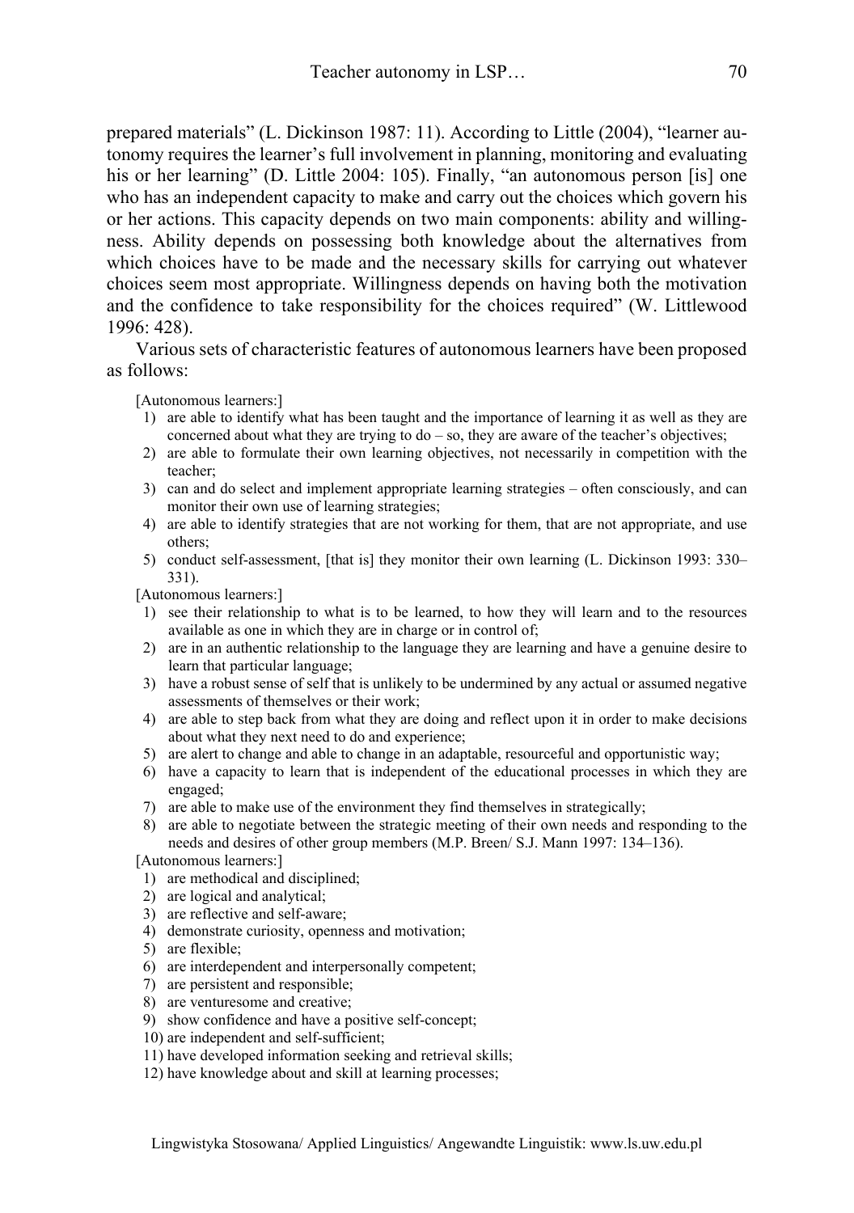prepared materials" (L. Dickinson 1987: 11). According to Little (2004), "learner autonomy requires the learner's full involvement in planning, monitoring and evaluating his or her learning" (D. Little 2004: 105). Finally, "an autonomous person [is] one who has an independent capacity to make and carry out the choices which govern his or her actions. This capacity depends on two main components: ability and willingness. Ability depends on possessing both knowledge about the alternatives from which choices have to be made and the necessary skills for carrying out whatever choices seem most appropriate. Willingness depends on having both the motivation and the confidence to take responsibility for the choices required" (W. Littlewood 1996: 428).

Various sets of characteristic features of autonomous learners have been proposed as follows:

[Autonomous learners:]

1) are able to identify what has been taught and the importance of learning it as well as they are concerned about what they are trying to do – so, they are aware of the teacher's objectives;
2) are able to formulate their own learning objectives, not necessarily in competition with the teacher;
3) can and do select and implement appropriate learning strategies – often consciously, and can monitor their own use of learning strategies;
4) are able to identify strategies that are not working for them, that are not appropriate, and use others;
5) conduct self-assessment, [that is] they monitor their own learning (L. Dickinson 1993: 330–331).

[Autonomous learners:]

1) see their relationship to what is to be learned, to how they will learn and to the resources available as one in which they are in charge or in control of;
2) are in an authentic relationship to the language they are learning and have a genuine desire to learn that particular language;
3) have a robust sense of self that is unlikely to be undermined by any actual or assumed negative assessments of themselves or their work;
4) are able to step back from what they are doing and reflect upon it in order to make decisions about what they next need to do and experience;
5) are alert to change and able to change in an adaptable, resourceful and opportunistic way;
6) have a capacity to learn that is independent of the educational processes in which they are engaged;
7) are able to make use of the environment they find themselves in strategically;
8) are able to negotiate between the strategic meeting of their own needs and responding to the needs and desires of other group members (M.P. Breen/ S.J. Mann 1997: 134–136).

[Autonomous learners:]

1) are methodical and disciplined;
2) are logical and analytical;
3) are reflective and self-aware;
4) demonstrate curiosity, openness and motivation;
5) are flexible;
6) are interdependent and interpersonally competent;
7) are persistent and responsible;
8) are venturesome and creative;
9) show confidence and have a positive self-concept;
10) are independent and self-sufficient;
11) have developed information seeking and retrieval skills;
12) have knowledge about and skill at learning processes;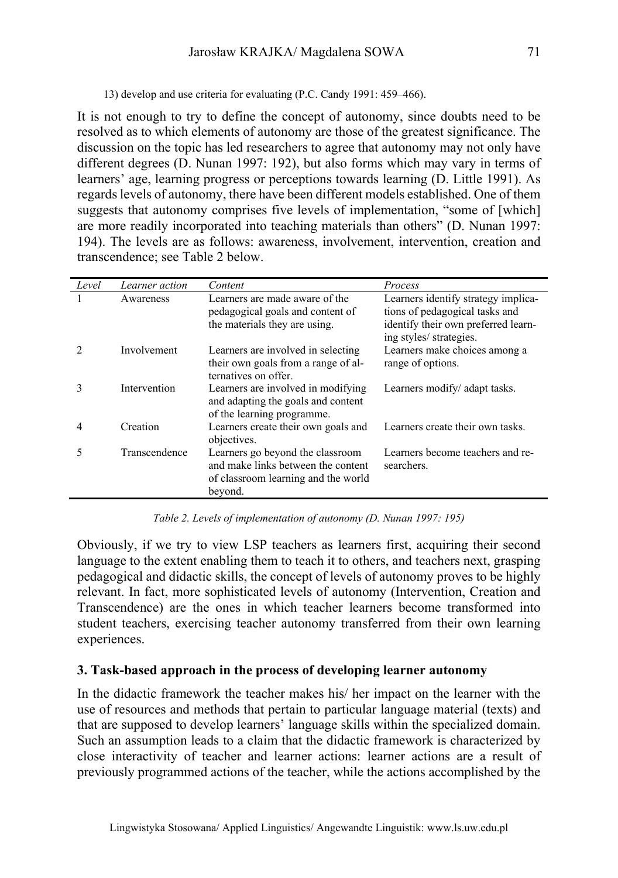13) develop and use criteria for evaluating (P.C. Candy 1991: 459–466).

It is not enough to try to define the concept of autonomy, since doubts need to be resolved as to which elements of autonomy are those of the greatest significance. The discussion on the topic has led researchers to agree that autonomy may not only have different degrees (D. Nunan 1997: 192), but also forms which may vary in terms of learners' age, learning progress or perceptions towards learning (D. Little 1991). As regards levels of autonomy, there have been different models established. One of them suggests that autonomy comprises five levels of implementation, "some of [which] are more readily incorporated into teaching materials than others" (D. Nunan 1997: 194). The levels are as follows: awareness, involvement, intervention, creation and transcendence; see Table 2 below.

| *Level* | *Learner action* | *Content* | *Process* |
|---|---|---|---|
| 1 | Awareness | Learners are made aware of the pedagogical goals and content of the materials they are using. | Learners identify strategy implications of pedagogical tasks and identify their own preferred learning styles/ strategies. |
| 2 | Involvement | Learners are involved in selecting their own goals from a range of alternatives on offer. | Learners make choices among a range of options. |
| 3 | Intervention | Learners are involved in modifying and adapting the goals and content of the learning programme. | Learners modify/ adapt tasks. |
| 4 | Creation | Learners create their own goals and objectives. | Learners create their own tasks. |
| 5 | Transcendence | Learners go beyond the classroom and make links between the content of classroom learning and the world beyond. | Learners become teachers and researchers. |

*Table 2. Levels of implementation of autonomy (D. Nunan 1997: 195)*

Obviously, if we try to view LSP teachers as learners first, acquiring their second language to the extent enabling them to teach it to others, and teachers next, grasping pedagogical and didactic skills, the concept of levels of autonomy proves to be highly relevant. In fact, more sophisticated levels of autonomy (Intervention, Creation and Transcendence) are the ones in which teacher learners become transformed into student teachers, exercising teacher autonomy transferred from their own learning experiences.

### 3. Task-based approach in the process of developing learner autonomy

In the didactic framework the teacher makes his/ her impact on the learner with the use of resources and methods that pertain to particular language material (texts) and that are supposed to develop learners' language skills within the specialized domain. Such an assumption leads to a claim that the didactic framework is characterized by close interactivity of teacher and learner actions: learner actions are a result of previously programmed actions of the teacher, while the actions accomplished by the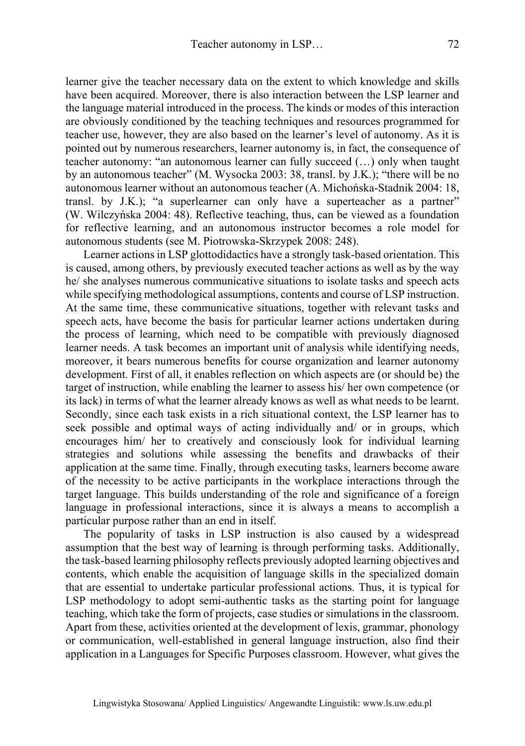learner give the teacher necessary data on the extent to which knowledge and skills have been acquired. Moreover, there is also interaction between the LSP learner and the language material introduced in the process. The kinds or modes of this interaction are obviously conditioned by the teaching techniques and resources programmed for teacher use, however, they are also based on the learner's level of autonomy. As it is pointed out by numerous researchers, learner autonomy is, in fact, the consequence of teacher autonomy: "an autonomous learner can fully succeed (…) only when taught by an autonomous teacher" (M. Wysocka 2003: 38, transl. by J.K.); "there will be no autonomous learner without an autonomous teacher (A. Michońska-Stadnik 2004: 18, transl. by J.K.); "a superlearner can only have a superteacher as a partner" (W. Wilczyńska 2004: 48). Reflective teaching, thus, can be viewed as a foundation for reflective learning, and an autonomous instructor becomes a role model for autonomous students (see M. Piotrowska-Skrzypek 2008: 248).

Learner actions in LSP glottodidactics have a strongly task-based orientation. This is caused, among others, by previously executed teacher actions as well as by the way he/ she analyses numerous communicative situations to isolate tasks and speech acts while specifying methodological assumptions, contents and course of LSP instruction. At the same time, these communicative situations, together with relevant tasks and speech acts, have become the basis for particular learner actions undertaken during the process of learning, which need to be compatible with previously diagnosed learner needs. A task becomes an important unit of analysis while identifying needs, moreover, it bears numerous benefits for course organization and learner autonomy development. First of all, it enables reflection on which aspects are (or should be) the target of instruction, while enabling the learner to assess his/ her own competence (or its lack) in terms of what the learner already knows as well as what needs to be learnt. Secondly, since each task exists in a rich situational context, the LSP learner has to seek possible and optimal ways of acting individually and/ or in groups, which encourages him/ her to creatively and consciously look for individual learning strategies and solutions while assessing the benefits and drawbacks of their application at the same time. Finally, through executing tasks, learners become aware of the necessity to be active participants in the workplace interactions through the target language. This builds understanding of the role and significance of a foreign language in professional interactions, since it is always a means to accomplish a particular purpose rather than an end in itself.

The popularity of tasks in LSP instruction is also caused by a widespread assumption that the best way of learning is through performing tasks. Additionally, the task-based learning philosophy reflects previously adopted learning objectives and contents, which enable the acquisition of language skills in the specialized domain that are essential to undertake particular professional actions. Thus, it is typical for LSP methodology to adopt semi-authentic tasks as the starting point for language teaching, which take the form of projects, case studies or simulations in the classroom. Apart from these, activities oriented at the development of lexis, grammar, phonology or communication, well-established in general language instruction, also find their application in a Languages for Specific Purposes classroom. However, what gives the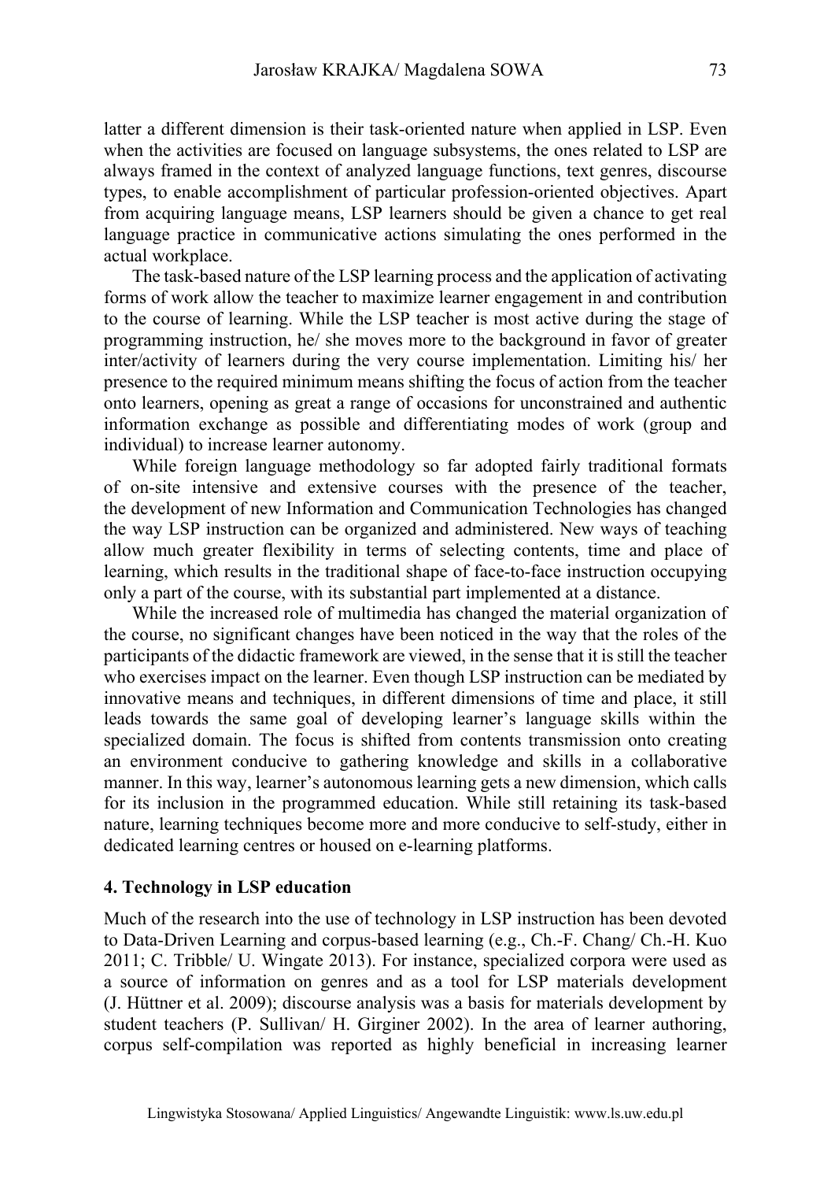latter a different dimension is their task-oriented nature when applied in LSP. Even when the activities are focused on language subsystems, the ones related to LSP are always framed in the context of analyzed language functions, text genres, discourse types, to enable accomplishment of particular profession-oriented objectives. Apart from acquiring language means, LSP learners should be given a chance to get real language practice in communicative actions simulating the ones performed in the actual workplace.

The task-based nature of the LSP learning process and the application of activating forms of work allow the teacher to maximize learner engagement in and contribution to the course of learning. While the LSP teacher is most active during the stage of programming instruction, he/ she moves more to the background in favor of greater inter/activity of learners during the very course implementation. Limiting his/ her presence to the required minimum means shifting the focus of action from the teacher onto learners, opening as great a range of occasions for unconstrained and authentic information exchange as possible and differentiating modes of work (group and individual) to increase learner autonomy.

While foreign language methodology so far adopted fairly traditional formats of on-site intensive and extensive courses with the presence of the teacher, the development of new Information and Communication Technologies has changed the way LSP instruction can be organized and administered. New ways of teaching allow much greater flexibility in terms of selecting contents, time and place of learning, which results in the traditional shape of face-to-face instruction occupying only a part of the course, with its substantial part implemented at a distance.

While the increased role of multimedia has changed the material organization of the course, no significant changes have been noticed in the way that the roles of the participants of the didactic framework are viewed, in the sense that it is still the teacher who exercises impact on the learner. Even though LSP instruction can be mediated by innovative means and techniques, in different dimensions of time and place, it still leads towards the same goal of developing learner's language skills within the specialized domain. The focus is shifted from contents transmission onto creating an environment conducive to gathering knowledge and skills in a collaborative manner. In this way, learner's autonomous learning gets a new dimension, which calls for its inclusion in the programmed education. While still retaining its task-based nature, learning techniques become more and more conducive to self-study, either in dedicated learning centres or housed on e-learning platforms.

## 4. Technology in LSP education

Much of the research into the use of technology in LSP instruction has been devoted to Data-Driven Learning and corpus-based learning (e.g., Ch.-F. Chang/ Ch.-H. Kuo 2011; C. Tribble/ U. Wingate 2013). For instance, specialized corpora were used as a source of information on genres and as a tool for LSP materials development (J. Hüttner et al. 2009); discourse analysis was a basis for materials development by student teachers (P. Sullivan/ H. Girginer 2002). In the area of learner authoring, corpus self-compilation was reported as highly beneficial in increasing learner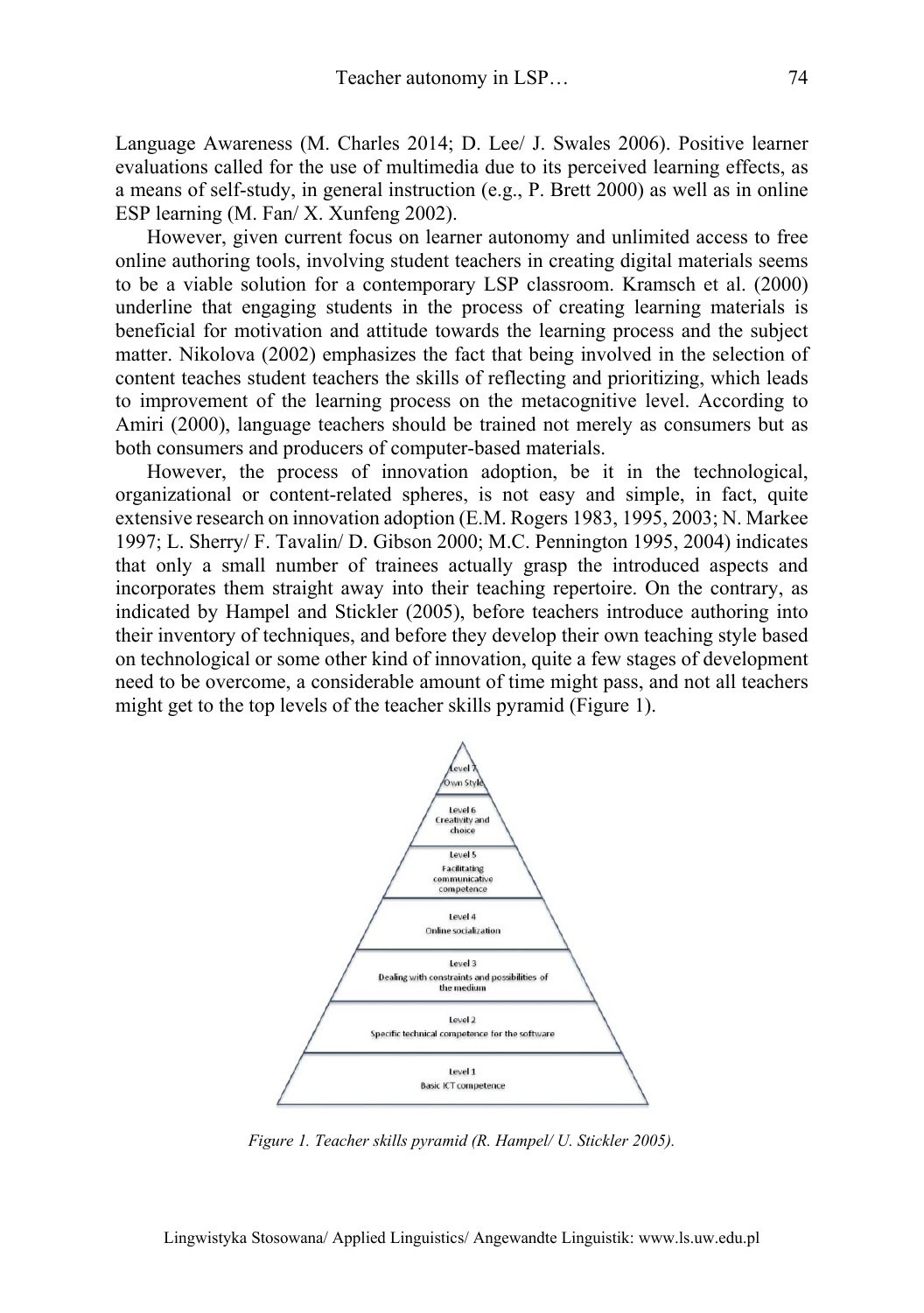Language Awareness (M. Charles 2014; D. Lee/ J. Swales 2006). Positive learner evaluations called for the use of multimedia due to its perceived learning effects, as a means of self-study, in general instruction (e.g., P. Brett 2000) as well as in online ESP learning (M. Fan/ X. Xunfeng 2002).

However, given current focus on learner autonomy and unlimited access to free online authoring tools, involving student teachers in creating digital materials seems to be a viable solution for a contemporary LSP classroom. Kramsch et al. (2000) underline that engaging students in the process of creating learning materials is beneficial for motivation and attitude towards the learning process and the subject matter. Nikolova (2002) emphasizes the fact that being involved in the selection of content teaches student teachers the skills of reflecting and prioritizing, which leads to improvement of the learning process on the metacognitive level. According to Amiri (2000), language teachers should be trained not merely as consumers but as both consumers and producers of computer-based materials.

However, the process of innovation adoption, be it in the technological, organizational or content-related spheres, is not easy and simple, in fact, quite extensive research on innovation adoption (E.M. Rogers 1983, 1995, 2003; N. Markee 1997; L. Sherry/ F. Tavalin/ D. Gibson 2000; M.C. Pennington 1995, 2004) indicates that only a small number of trainees actually grasp the introduced aspects and incorporates them straight away into their teaching repertoire. On the contrary, as indicated by Hampel and Stickler (2005), before teachers introduce authoring into their inventory of techniques, and before they develop their own teaching style based on technological or some other kind of innovation, quite a few stages of development need to be overcome, a considerable amount of time might pass, and not all teachers might get to the top levels of the teacher skills pyramid (Figure 1).

Level 7
Own Style

Level 6
Creativity and choice

Level 5
Facilitating communicative competence

Level 4
Online socialization

Level 3
Dealing with constraints and possibilities of the medium

Level 2
Specific technical competence for the software

Level 1
Basic ICT competence

*Figure 1. Teacher skills pyramid (R. Hampel/ U. Stickler 2005).*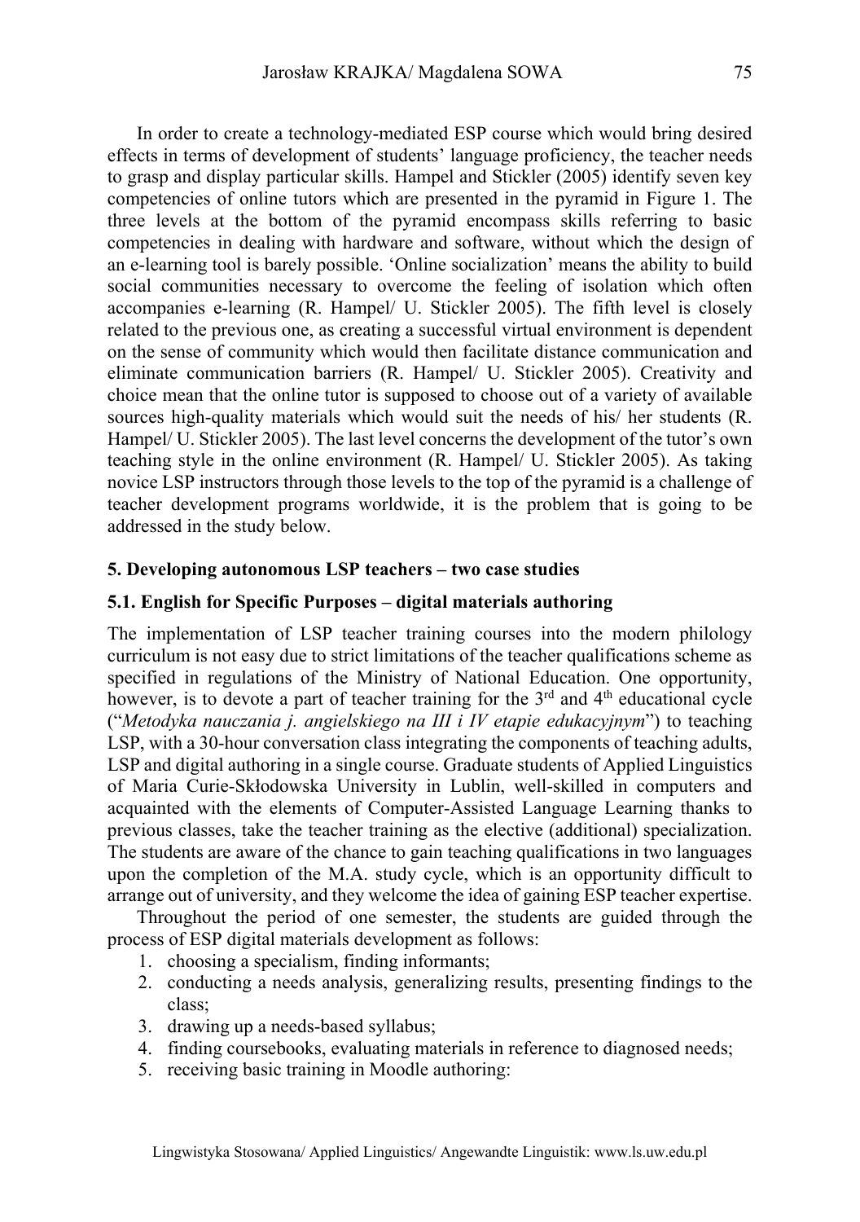In order to create a technology-mediated ESP course which would bring desired effects in terms of development of students' language proficiency, the teacher needs to grasp and display particular skills. Hampel and Stickler (2005) identify seven key competencies of online tutors which are presented in the pyramid in Figure 1. The three levels at the bottom of the pyramid encompass skills referring to basic competencies in dealing with hardware and software, without which the design of an e-learning tool is barely possible. 'Online socialization' means the ability to build social communities necessary to overcome the feeling of isolation which often accompanies e-learning (R. Hampel/ U. Stickler 2005). The fifth level is closely related to the previous one, as creating a successful virtual environment is dependent on the sense of community which would then facilitate distance communication and eliminate communication barriers (R. Hampel/ U. Stickler 2005). Creativity and choice mean that the online tutor is supposed to choose out of a variety of available sources high-quality materials which would suit the needs of his/ her students (R. Hampel/ U. Stickler 2005). The last level concerns the development of the tutor's own teaching style in the online environment (R. Hampel/ U. Stickler 2005). As taking novice LSP instructors through those levels to the top of the pyramid is a challenge of teacher development programs worldwide, it is the problem that is going to be addressed in the study below.

## 5. Developing autonomous LSP teachers – two case studies

### 5.1. English for Specific Purposes – digital materials authoring

The implementation of LSP teacher training courses into the modern philology curriculum is not easy due to strict limitations of the teacher qualifications scheme as specified in regulations of the Ministry of National Education. One opportunity, however, is to devote a part of teacher training for the 3rd and 4th educational cycle ("*Metodyka nauczania j. angielskiego na III i IV etapie edukacyjnym*") to teaching LSP, with a 30-hour conversation class integrating the components of teaching adults, LSP and digital authoring in a single course. Graduate students of Applied Linguistics of Maria Curie-Skłodowska University in Lublin, well-skilled in computers and acquainted with the elements of Computer-Assisted Language Learning thanks to previous classes, take the teacher training as the elective (additional) specialization. The students are aware of the chance to gain teaching qualifications in two languages upon the completion of the M.A. study cycle, which is an opportunity difficult to arrange out of university, and they welcome the idea of gaining ESP teacher expertise.

Throughout the period of one semester, the students are guided through the process of ESP digital materials development as follows:

1. choosing a specialism, finding informants;
2. conducting a needs analysis, generalizing results, presenting findings to the class;
3. drawing up a needs-based syllabus;
4. finding coursebooks, evaluating materials in reference to diagnosed needs;
5. receiving basic training in Moodle authoring: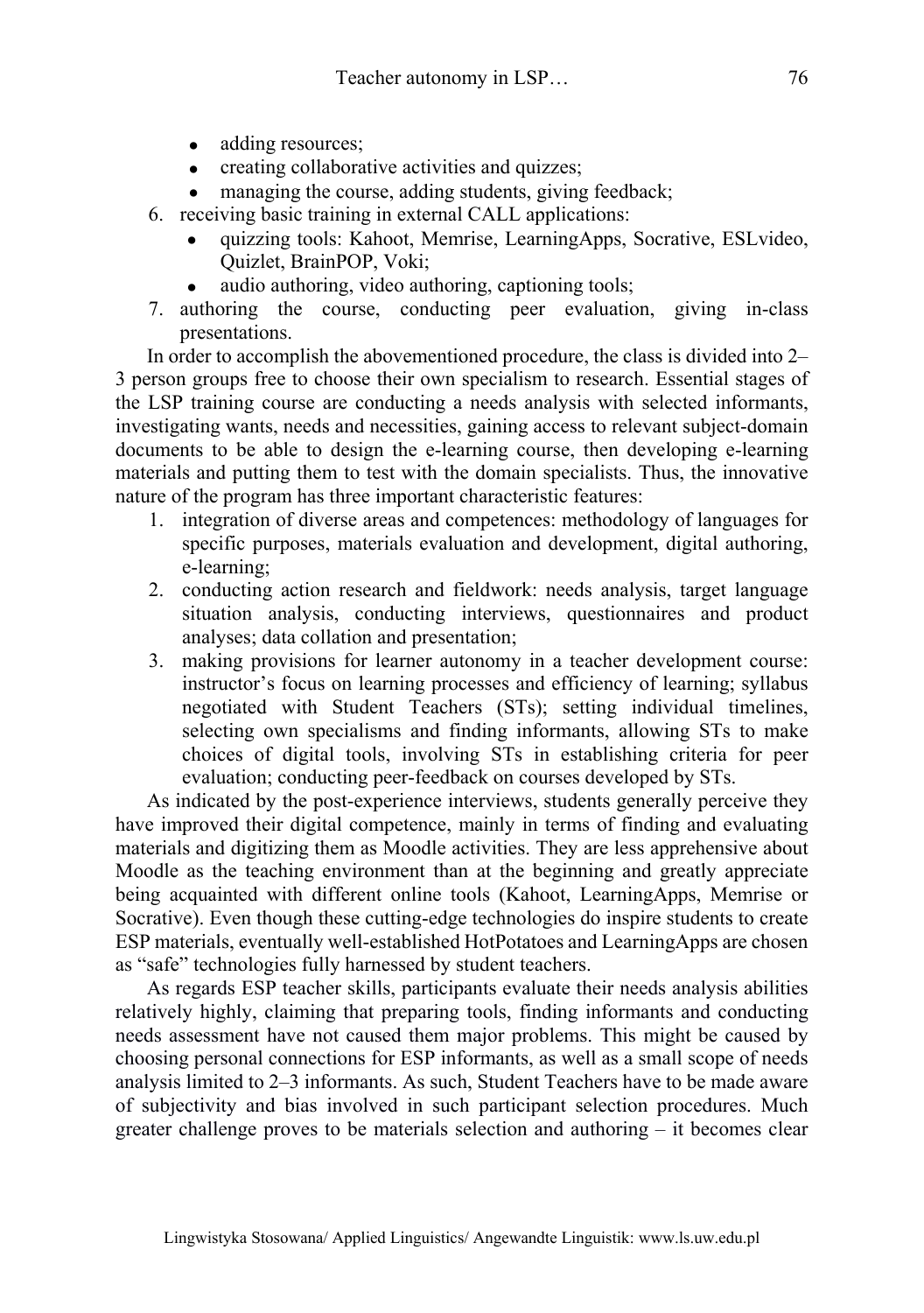- adding resources;
- creating collaborative activities and quizzes;
- managing the course, adding students, giving feedback;

6. receiving basic training in external CALL applications:
   - quizzing tools: Kahoot, Memrise, LearningApps, Socrative, ESLvideo, Quizlet, BrainPOP, Voki;
   - audio authoring, video authoring, captioning tools;
7. authoring the course, conducting peer evaluation, giving in-class presentations.

In order to accomplish the abovementioned procedure, the class is divided into 2–3 person groups free to choose their own specialism to research. Essential stages of the LSP training course are conducting a needs analysis with selected informants, investigating wants, needs and necessities, gaining access to relevant subject-domain documents to be able to design the e-learning course, then developing e-learning materials and putting them to test with the domain specialists. Thus, the innovative nature of the program has three important characteristic features:

1. integration of diverse areas and competences: methodology of languages for specific purposes, materials evaluation and development, digital authoring, e-learning;
2. conducting action research and fieldwork: needs analysis, target language situation analysis, conducting interviews, questionnaires and product analyses; data collation and presentation;
3. making provisions for learner autonomy in a teacher development course: instructor's focus on learning processes and efficiency of learning; syllabus negotiated with Student Teachers (STs); setting individual timelines, selecting own specialisms and finding informants, allowing STs to make choices of digital tools, involving STs in establishing criteria for peer evaluation; conducting peer-feedback on courses developed by STs.

As indicated by the post-experience interviews, students generally perceive they have improved their digital competence, mainly in terms of finding and evaluating materials and digitizing them as Moodle activities. They are less apprehensive about Moodle as the teaching environment than at the beginning and greatly appreciate being acquainted with different online tools (Kahoot, LearningApps, Memrise or Socrative). Even though these cutting-edge technologies do inspire students to create ESP materials, eventually well-established HotPotatoes and LearningApps are chosen as "safe" technologies fully harnessed by student teachers.

As regards ESP teacher skills, participants evaluate their needs analysis abilities relatively highly, claiming that preparing tools, finding informants and conducting needs assessment have not caused them major problems. This might be caused by choosing personal connections for ESP informants, as well as a small scope of needs analysis limited to 2–3 informants. As such, Student Teachers have to be made aware of subjectivity and bias involved in such participant selection procedures. Much greater challenge proves to be materials selection and authoring – it becomes clear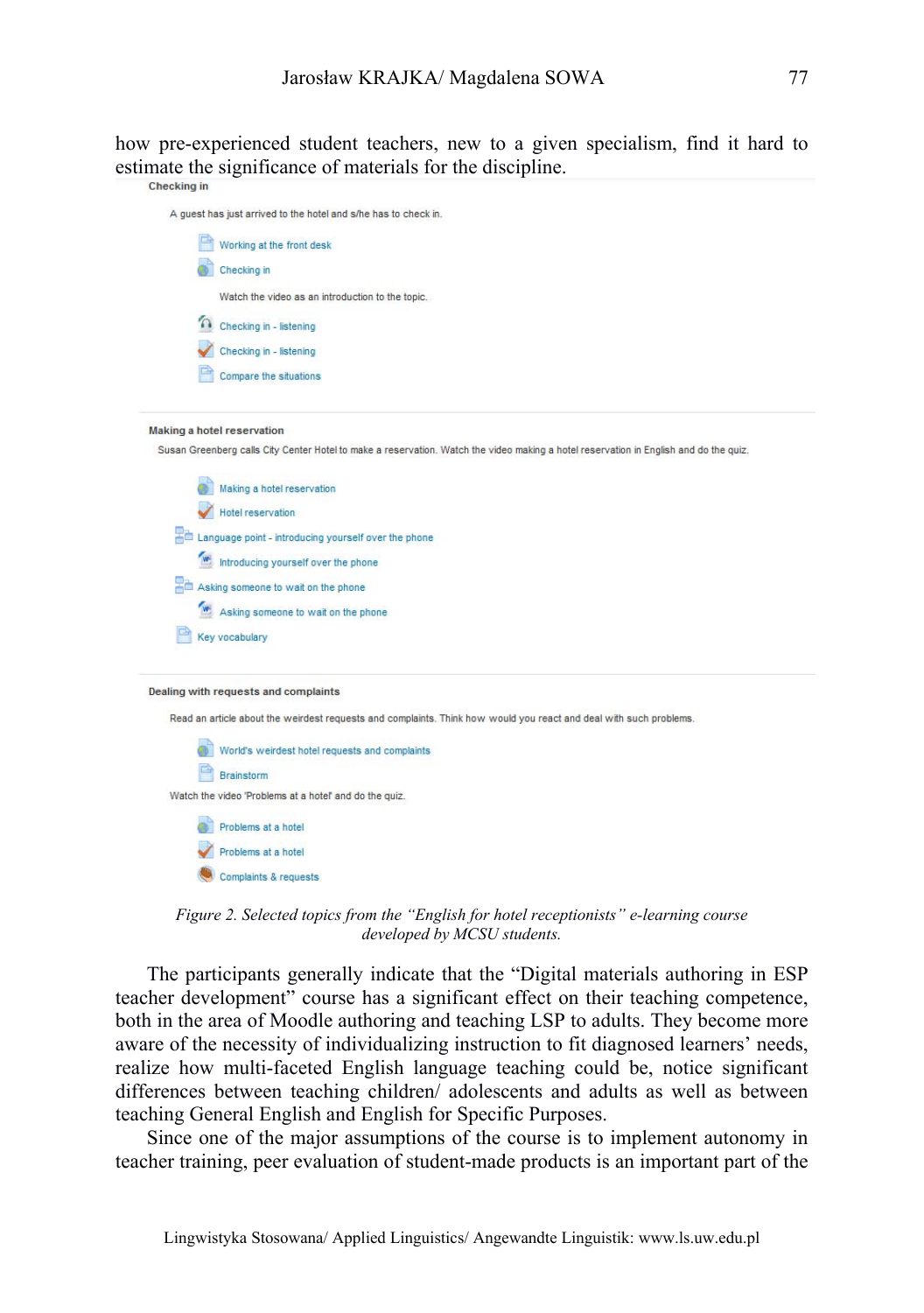how pre-experienced student teachers, new to a given specialism, find it hard to estimate the significance of materials for the discipline.

Checking in

A guest has just arrived to the hotel and s/he has to check in.

Working at the front desk

Checking in

Watch the video as an introduction to the topic.

Checking in - listening

Checking in - listening

Compare the situations

Making a hotel reservation

Susan Greenberg calls City Center Hotel to make a reservation. Watch the video making a hotel reservation in English and do the quiz.

Making a hotel reservation

Hotel reservation

Language point - introducing yourself over the phone

Introducing yourself over the phone

Asking someone to wait on the phone

Asking someone to wait on the phone

Key vocabulary

Dealing with requests and complaints

Read an article about the weirdest requests and complaints. Think how would you react and deal with such problems.

World's weirdest hotel requests and complaints

Brainstorm

Watch the video 'Problems at a hotel' and do the quiz.

Problems at a hotel

Problems at a hotel

Complaints & requests

*Figure 2. Selected topics from the "English for hotel receptionists" e-learning course developed by MCSU students.*

The participants generally indicate that the "Digital materials authoring in ESP teacher development" course has a significant effect on their teaching competence, both in the area of Moodle authoring and teaching LSP to adults. They become more aware of the necessity of individualizing instruction to fit diagnosed learners' needs, realize how multi-faceted English language teaching could be, notice significant differences between teaching children/ adolescents and adults as well as between teaching General English and English for Specific Purposes.

Since one of the major assumptions of the course is to implement autonomy in teacher training, peer evaluation of student-made products is an important part of the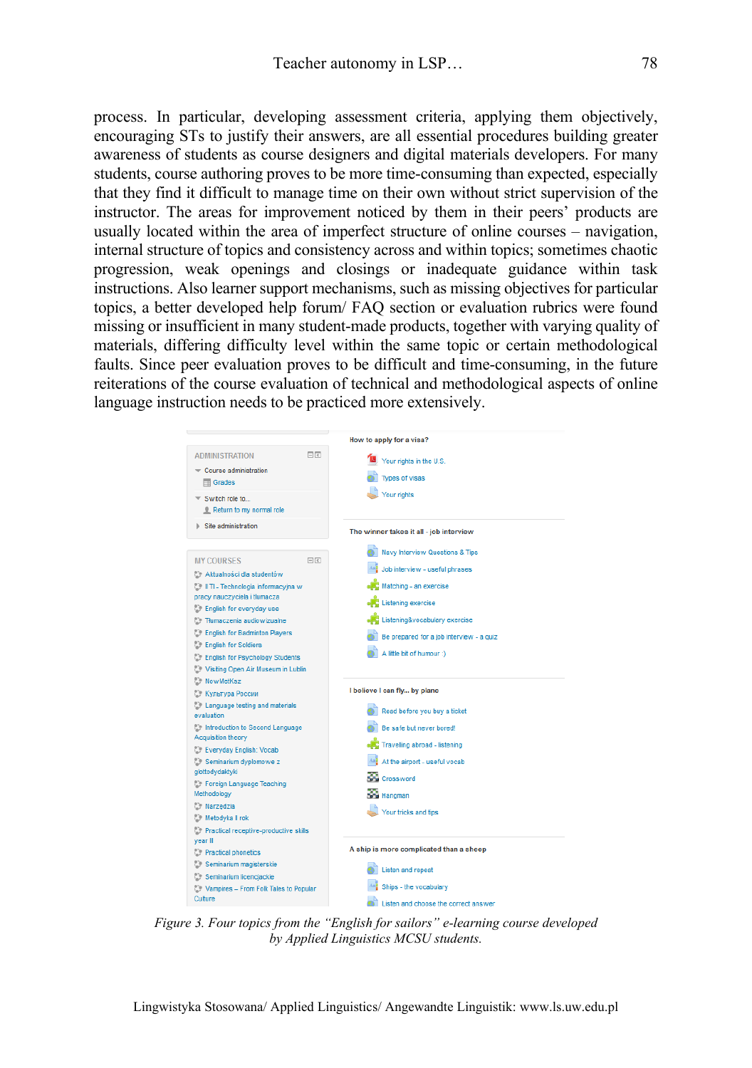process. In particular, developing assessment criteria, applying them objectively, encouraging STs to justify their answers, are all essential procedures building greater awareness of students as course designers and digital materials developers. For many students, course authoring proves to be more time-consuming than expected, especially that they find it difficult to manage time on their own without strict supervision of the instructor. The areas for improvement noticed by them in their peers' products are usually located within the area of imperfect structure of online courses – navigation, internal structure of topics and consistency across and within topics; sometimes chaotic progression, weak openings and closings or inadequate guidance within task instructions. Also learner support mechanisms, such as missing objectives for particular topics, a better developed help forum/ FAQ section or evaluation rubrics were found missing or insufficient in many student-made products, together with varying quality of materials, differing difficulty level within the same topic or certain methodological faults. Since peer evaluation proves to be difficult and time-consuming, in the future reiterations of the course evaluation of technical and methodological aspects of online language instruction needs to be practiced more extensively.

ADMINISTRATION
Course administration
Grades
Switch role to...
Return to my normal role
Site administration

MY COURSES
Aktualności dla studentów
ITI - Technologia informacyjna w pracy nauczyciela i tłumacza
English for everyday use
Tłumaczenie audiowizualne
English for Badminton Players
English for Soldiers
English for Psychology Students
Visiting Open Air Museum in Lublin
NowMetKsz
Культура России
Language testing and materials evaluation
Introduction to Second Language Acquisition theory
Everyday English: Vocab
Seminarium dyplomowe z glottodydaktyki
Foreign Language Teaching Methodology
Narzędzia
Metodyka I rok
Practical receptive-productive skills year II
Practical phonetics
Seminarium magisterskie
Seminarium licencjackie
Vampires – From Folk Tales to Popular Culture

How to apply for a visa?
Your rights in the U.S.
Types of visas
Your rights

The winner takes it all - job interview
Navy Interview Questions & Tips
Job interview - useful phrases
Matching - an exercise
Listening exercise
Listening&vocabulary exercise
Be prepared for a job interview - a quiz
A little bit of humour :)

I believe I can fly... by plane
Read before you buy a ticket
Be safe but never bored!
Traveling abroad - listening
At the airport - useful vocab
Crossword
Hangman
Your tricks and tips

A ship is more complicated than a sheep
Listen and repeat
Ships - the vocabulary
Listen and choose the correct answer

*Figure 3. Four topics from the "English for sailors" e-learning course developed by Applied Linguistics MCSU students.*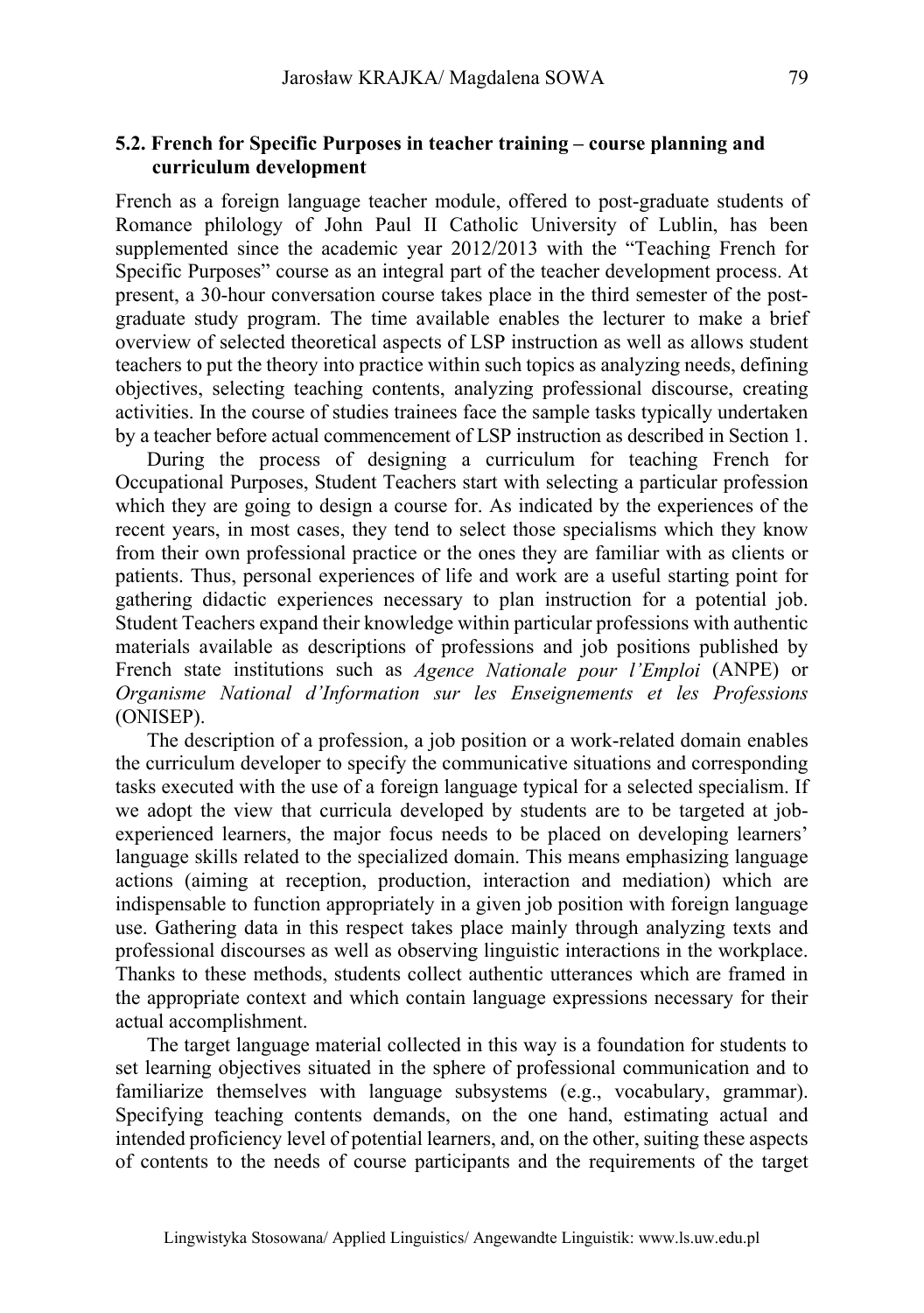### 5.2. French for Specific Purposes in teacher training – course planning and curriculum development

French as a foreign language teacher module, offered to post-graduate students of Romance philology of John Paul II Catholic University of Lublin, has been supplemented since the academic year 2012/2013 with the "Teaching French for Specific Purposes" course as an integral part of the teacher development process. At present, a 30-hour conversation course takes place in the third semester of the post-graduate study program. The time available enables the lecturer to make a brief overview of selected theoretical aspects of LSP instruction as well as allows student teachers to put the theory into practice within such topics as analyzing needs, defining objectives, selecting teaching contents, analyzing professional discourse, creating activities. In the course of studies trainees face the sample tasks typically undertaken by a teacher before actual commencement of LSP instruction as described in Section 1.

During the process of designing a curriculum for teaching French for Occupational Purposes, Student Teachers start with selecting a particular profession which they are going to design a course for. As indicated by the experiences of the recent years, in most cases, they tend to select those specialisms which they know from their own professional practice or the ones they are familiar with as clients or patients. Thus, personal experiences of life and work are a useful starting point for gathering didactic experiences necessary to plan instruction for a potential job. Student Teachers expand their knowledge within particular professions with authentic materials available as descriptions of professions and job positions published by French state institutions such as *Agence Nationale pour l'Emploi* (ANPE) or *Organisme National d'Information sur les Enseignements et les Professions* (ONISEP).

The description of a profession, a job position or a work-related domain enables the curriculum developer to specify the communicative situations and corresponding tasks executed with the use of a foreign language typical for a selected specialism. If we adopt the view that curricula developed by students are to be targeted at job-experienced learners, the major focus needs to be placed on developing learners' language skills related to the specialized domain. This means emphasizing language actions (aiming at reception, production, interaction and mediation) which are indispensable to function appropriately in a given job position with foreign language use. Gathering data in this respect takes place mainly through analyzing texts and professional discourses as well as observing linguistic interactions in the workplace. Thanks to these methods, students collect authentic utterances which are framed in the appropriate context and which contain language expressions necessary for their actual accomplishment.

The target language material collected in this way is a foundation for students to set learning objectives situated in the sphere of professional communication and to familiarize themselves with language subsystems (e.g., vocabulary, grammar). Specifying teaching contents demands, on the one hand, estimating actual and intended proficiency level of potential learners, and, on the other, suiting these aspects of contents to the needs of course participants and the requirements of the target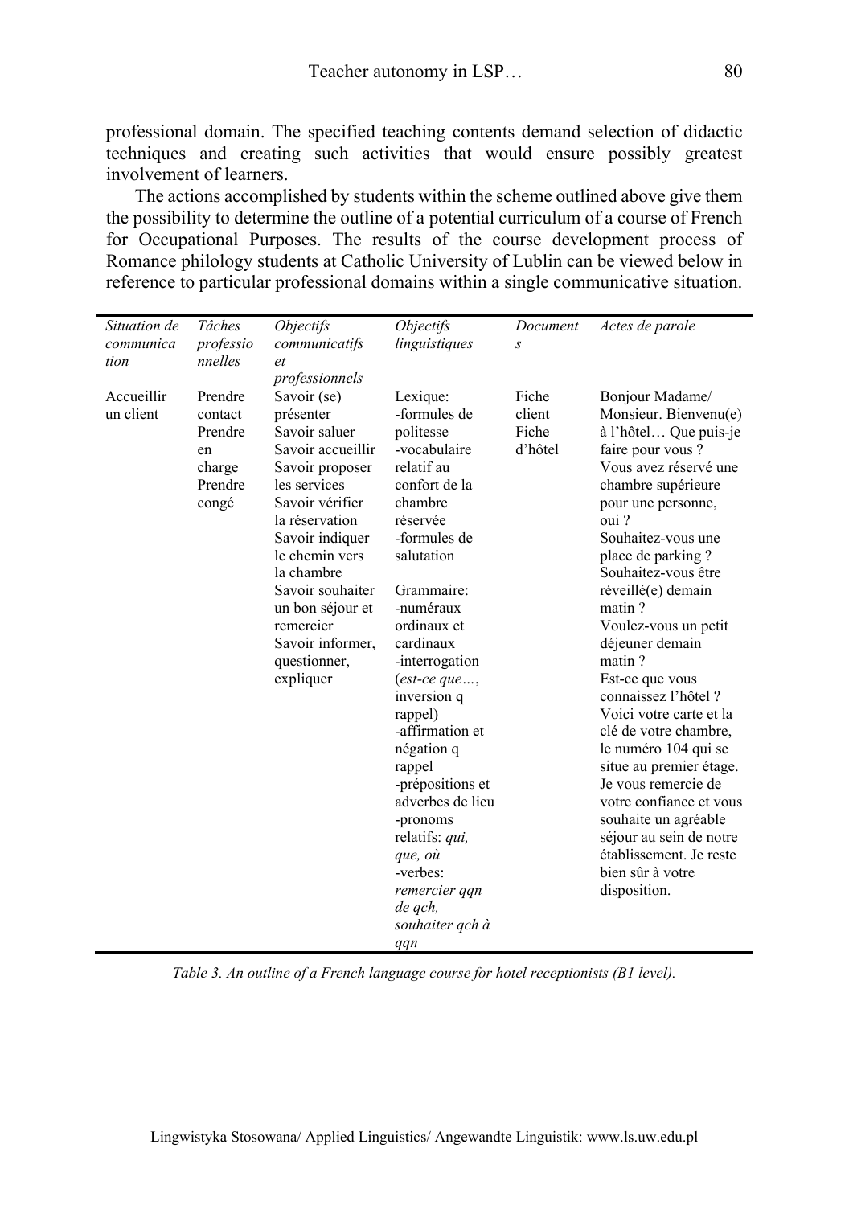professional domain. The specified teaching contents demand selection of didactic techniques and creating such activities that would ensure possibly greatest involvement of learners.

The actions accomplished by students within the scheme outlined above give them the possibility to determine the outline of a potential curriculum of a course of French for Occupational Purposes. The results of the course development process of Romance philology students at Catholic University of Lublin can be viewed below in reference to particular professional domains within a single communicative situation.

| *Situation de communication* | *Tâches professionnelles* | *Objectifs communicatifs et professionnels* | *Objectifs linguistiques* | *Documents* | *Actes de parole* |
|---|---|---|---|---|---|
| Accueillir un client | Prendre contact<br>Prendre en charge<br>Prendre congé | Savoir (se) présenter<br>Savoir saluer<br>Savoir accueillir<br>Savoir proposer les services<br>Savoir vérifier la réservation<br>Savoir indiquer le chemin vers la chambre<br>Savoir souhaiter un bon séjour et remercier<br>Savoir informer, questionner, expliquer | Lexique:<br>-formules de politesse<br>-vocabulaire relatif au confort de la chambre réservée<br>-formules de salutation<br><br>Grammaire:<br>-numéraux ordinaux et cardinaux<br>-interrogation (*est-ce que…*, inversion q rappel)<br>-affirmation et négation q rappel<br>-prépositions et adverbes de lieu<br>-pronoms relatifs: *qui, que, où*<br>-verbes: *remercier qqn de qch, souhaiter qch à qqn* | Fiche client<br>Fiche d'hôtel | Bonjour Madame/ Monsieur. Bienvenu(e) à l'hôtel… Que puis-je faire pour vous ?<br>Vous avez réservé une chambre supérieure pour une personne, oui ?<br>Souhaitez-vous une place de parking ?<br>Souhaitez-vous être réveillé(e) demain matin ?<br>Voulez-vous un petit déjeuner demain matin ?<br>Est-ce que vous connaissez l'hôtel ?<br>Voici votre carte et la clé de votre chambre, le numéro 104 qui se situe au premier étage.<br>Je vous remercie de votre confiance et vous souhaite un agréable séjour au sein de notre établissement. Je reste bien sûr à votre disposition. |

*Table 3. An outline of a French language course for hotel receptionists (B1 level).*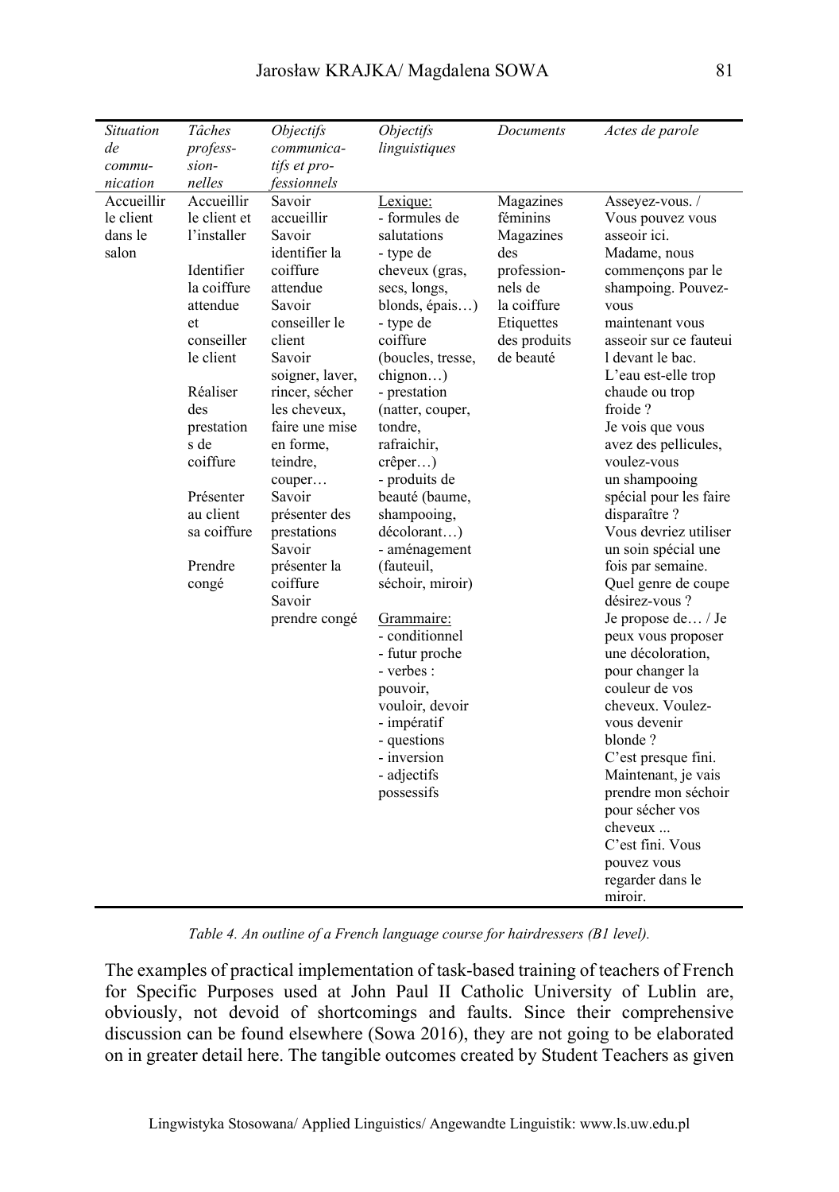| *Situation de communication* | *Tâches professionnelles* | *Objectifs communicatifs et professionnels* | *Objectifs linguistiques* | *Documents* | *Actes de parole* |
|---|---|---|---|---|---|
| Accueillir le client dans le salon | Accueillir le client et l'installer<br><br>Identifier la coiffure attendue et conseiller le client<br><br>Réaliser des prestations de coiffure<br><br>Présenter au client sa coiffure<br><br>Prendre congé | Savoir accueillir<br>Savoir identifier la coiffure attendue<br>Savoir conseiller le client<br>Savoir soigner, laver, rincer, sécher les cheveux, faire une mise en forme, teindre, couper…<br>Savoir présenter des prestations<br>Savoir présenter la coiffure<br>Savoir prendre congé | Lexique:<br>- formules de salutations<br>- type de cheveux (gras, secs, longs, blonds, épais…)<br>- type de coiffure (boucles, tresse, chignon…)<br>- prestation (natter, couper, tondre, rafraichir, crêper…)<br>- produits de beauté (baume, shampooing, décolorant…)<br>- aménagement (fauteuil, séchoir, miroir)<br><br>Grammaire:<br>- conditionnel<br>- futur proche<br>- verbes : pouvoir, vouloir, devoir<br>- impératif<br>- questions<br>- inversion<br>- adjectifs possessifs | Magazines féminins<br>Magazines des professionnels de la coiffure<br>Etiquettes des produits de beauté | Asseyez-vous. / Vous pouvez vous asseoir ici.<br>Madame, nous commençons par le shampoing. Pouvez-vous maintenant vous asseoir sur ce fauteuil devant le bac.<br>L'eau est-elle trop chaude ou trop froide ?<br>Je vois que vous avez des pellicules, voulez-vous un shampooing spécial pour les faire disparaître ?<br>Vous devriez utiliser un soin spécial une fois par semaine.<br>Quel genre de coupe désirez-vous ?<br>Je propose de… / Je peux vous proposer une décoloration, pour changer la couleur de vos cheveux. Voulez-vous devenir blonde ?<br>C'est presque fini. Maintenant, je vais prendre mon séchoir pour sécher vos cheveux ...<br>C'est fini. Vous pouvez vous regarder dans le miroir. |

*Table 4. An outline of a French language course for hairdressers (B1 level).*

The examples of practical implementation of task-based training of teachers of French for Specific Purposes used at John Paul II Catholic University of Lublin are, obviously, not devoid of shortcomings and faults. Since their comprehensive discussion can be found elsewhere (Sowa 2016), they are not going to be elaborated on in greater detail here. The tangible outcomes created by Student Teachers as given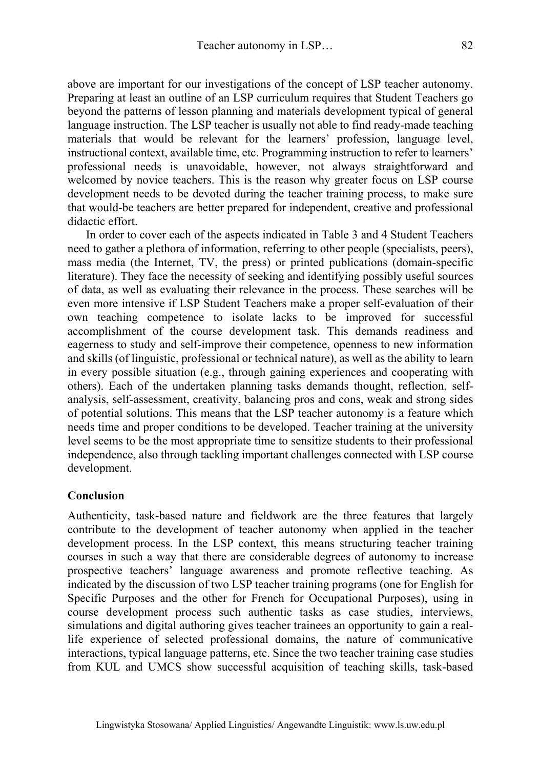above are important for our investigations of the concept of LSP teacher autonomy. Preparing at least an outline of an LSP curriculum requires that Student Teachers go beyond the patterns of lesson planning and materials development typical of general language instruction. The LSP teacher is usually not able to find ready-made teaching materials that would be relevant for the learners' profession, language level, instructional context, available time, etc. Programming instruction to refer to learners' professional needs is unavoidable, however, not always straightforward and welcomed by novice teachers. This is the reason why greater focus on LSP course development needs to be devoted during the teacher training process, to make sure that would-be teachers are better prepared for independent, creative and professional didactic effort.

In order to cover each of the aspects indicated in Table 3 and 4 Student Teachers need to gather a plethora of information, referring to other people (specialists, peers), mass media (the Internet, TV, the press) or printed publications (domain-specific literature). They face the necessity of seeking and identifying possibly useful sources of data, as well as evaluating their relevance in the process. These searches will be even more intensive if LSP Student Teachers make a proper self-evaluation of their own teaching competence to isolate lacks to be improved for successful accomplishment of the course development task. This demands readiness and eagerness to study and self-improve their competence, openness to new information and skills (of linguistic, professional or technical nature), as well as the ability to learn in every possible situation (e.g., through gaining experiences and cooperating with others). Each of the undertaken planning tasks demands thought, reflection, self-analysis, self-assessment, creativity, balancing pros and cons, weak and strong sides of potential solutions. This means that the LSP teacher autonomy is a feature which needs time and proper conditions to be developed. Teacher training at the university level seems to be the most appropriate time to sensitize students to their professional independence, also through tackling important challenges connected with LSP course development.

## Conclusion

Authenticity, task-based nature and fieldwork are the three features that largely contribute to the development of teacher autonomy when applied in the teacher development process. In the LSP context, this means structuring teacher training courses in such a way that there are considerable degrees of autonomy to increase prospective teachers' language awareness and promote reflective teaching. As indicated by the discussion of two LSP teacher training programs (one for English for Specific Purposes and the other for French for Occupational Purposes), using in course development process such authentic tasks as case studies, interviews, simulations and digital authoring gives teacher trainees an opportunity to gain a real-life experience of selected professional domains, the nature of communicative interactions, typical language patterns, etc. Since the two teacher training case studies from KUL and UMCS show successful acquisition of teaching skills, task-based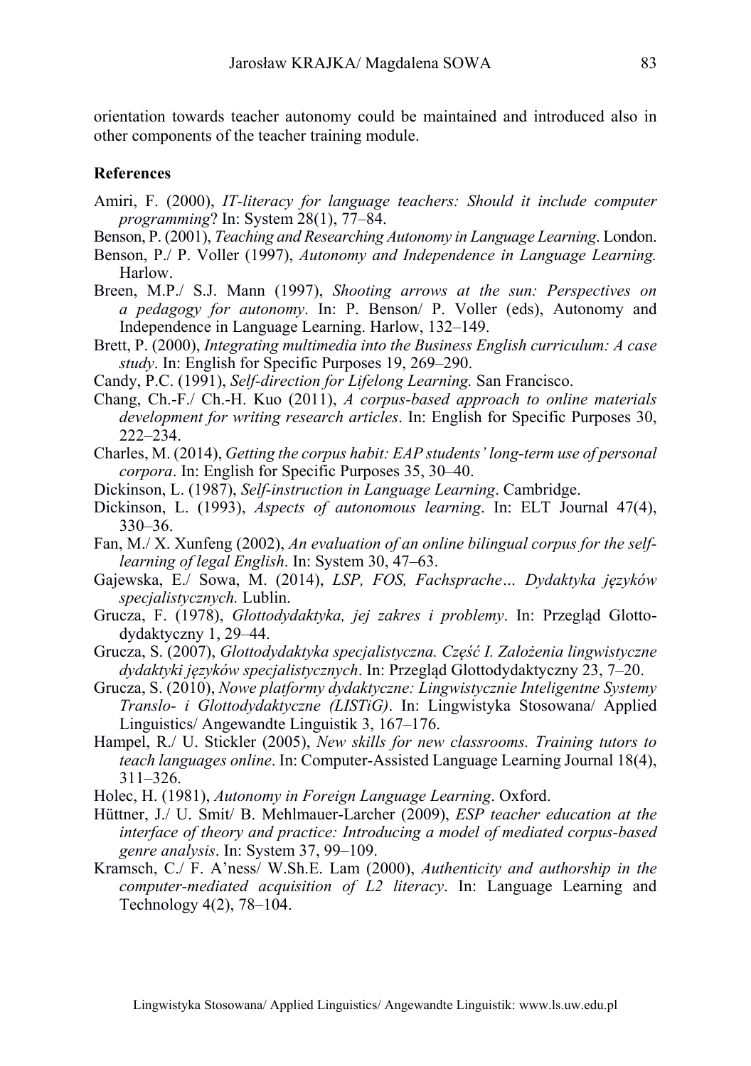orientation towards teacher autonomy could be maintained and introduced also in other components of the teacher training module.

**References**

Amiri, F. (2000), *IT-literacy for language teachers: Should it include computer programming*? In: System 28(1), 77–84.

Benson, P. (2001), *Teaching and Researching Autonomy in Language Learning*. London.

Benson, P./ P. Voller (1997), *Autonomy and Independence in Language Learning.* Harlow.

Breen, M.P./ S.J. Mann (1997), *Shooting arrows at the sun: Perspectives on a pedagogy for autonomy*. In: P. Benson/ P. Voller (eds), Autonomy and Independence in Language Learning. Harlow, 132–149.

Brett, P. (2000), *Integrating multimedia into the Business English curriculum: A case study*. In: English for Specific Purposes 19, 269–290.

Candy, P.C. (1991), *Self-direction for Lifelong Learning.* San Francisco.

Chang, Ch.-F./ Ch.-H. Kuo (2011), *A corpus-based approach to online materials development for writing research articles*. In: English for Specific Purposes 30, 222–234.

Charles, M. (2014), *Getting the corpus habit: EAP students' long-term use of personal corpora*. In: English for Specific Purposes 35, 30–40.

Dickinson, L. (1987), *Self-instruction in Language Learning*. Cambridge.

Dickinson, L. (1993), *Aspects of autonomous learning*. In: ELT Journal 47(4), 330–36.

Fan, M./ X. Xunfeng (2002), *An evaluation of an online bilingual corpus for the self-learning of legal English*. In: System 30, 47–63.

Gajewska, E./ Sowa, M. (2014), *LSP, FOS, Fachsprache… Dydaktyka języków specjalistycznych.* Lublin.

Grucza, F. (1978), *Glottodydaktyka, jej zakres i problemy*. In: Przegląd Glottodydaktyczny 1, 29–44.

Grucza, S. (2007), *Glottodydaktyka specjalistyczna. Część I. Założenia lingwistyczne dydaktyki języków specjalistycznych*. In: Przegląd Glottodydaktyczny 23, 7–20.

Grucza, S. (2010), *Nowe platformy dydaktyczne: Lingwistycznie Inteligentne Systemy Translo- i Glottodydaktyczne (LISTiG)*. In: Lingwistyka Stosowana/ Applied Linguistics/ Angewandte Linguistik 3, 167–176.

Hampel, R./ U. Stickler (2005), *New skills for new classrooms. Training tutors to teach languages online*. In: Computer-Assisted Language Learning Journal 18(4), 311–326.

Holec, H. (1981), *Autonomy in Foreign Language Learning*. Oxford.

Hüttner, J./ U. Smit/ B. Mehlmauer-Larcher (2009), *ESP teacher education at the interface of theory and practice: Introducing a model of mediated corpus-based genre analysis*. In: System 37, 99–109.

Kramsch, C./ F. A'ness/ W.Sh.E. Lam (2000), *Authenticity and authorship in the computer-mediated acquisition of L2 literacy*. In: Language Learning and Technology 4(2), 78–104.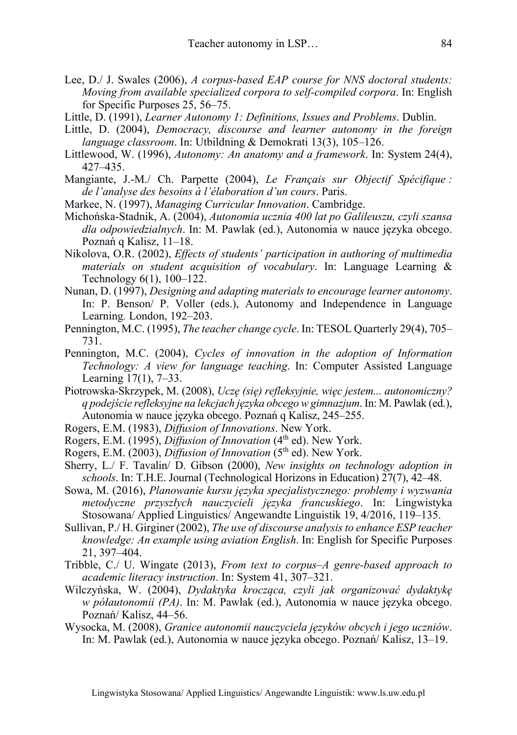Lee, D./ J. Swales (2006), *A corpus-based EAP course for NNS doctoral students: Moving from available specialized corpora to self-compiled corpora*. In: English for Specific Purposes 25, 56–75.

Little, D. (1991), *Learner Autonomy 1: Definitions, Issues and Problems*. Dublin.

Little, D. (2004), *Democracy, discourse and learner autonomy in the foreign language classroom*. In: Utbildning & Demokrati 13(3), 105–126.

Littlewood, W. (1996), *Autonomy: An anatomy and a framework*. In: System 24(4), 427–435.

Mangiante, J.-M./ Ch. Parpette (2004), *Le Français sur Objectif Spécifique : de l'analyse des besoins à l'élaboration d'un cours*. Paris.

Markee, N. (1997), *Managing Curricular Innovation*. Cambridge.

Michońska-Stadnik, A. (2004), *Autonomia ucznia 400 lat po Galileuszu, czyli szansa dla odpowiedzialnych*. In: M. Pawlak (ed.), Autonomia w nauce języka obcego. Poznań q Kalisz, 11–18.

Nikolova, O.R. (2002), *Effects of students' participation in authoring of multimedia materials on student acquisition of vocabulary*. In: Language Learning & Technology 6(1), 100–122.

Nunan, D. (1997), *Designing and adapting materials to encourage learner autonomy*. In: P. Benson/ P. Voller (eds.), Autonomy and Independence in Language Learning*.* London, 192–203.

Pennington, M.C. (1995), *The teacher change cycle*. In: TESOL Quarterly 29(4), 705–731.

Pennington, M.C. (2004), *Cycles of innovation in the adoption of Information Technology: A view for language teaching*. In: Computer Assisted Language Learning 17(1), 7–33.

Piotrowska-Skrzypek, M. (2008), *Uczę (się) refleksyjnie, więc jestem... autonomiczny? q podejście refleksyjne na lekcjach języka obcego w gimnazjum*. In: M. Pawlak (ed.), Autonomia w nauce języka obcego. Poznań q Kalisz, 245–255.

Rogers, E.M. (1983), *Diffusion of Innovations*. New York.

Rogers, E.M. (1995), *Diffusion of Innovation* (4th ed). New York.

Rogers, E.M. (2003), *Diffusion of Innovation* (5th ed). New York.

Sherry, L./ F. Tavalin/ D. Gibson (2000), *New insights on technology adoption in schools*. In: T.H.E. Journal (Technological Horizons in Education) 27(7), 42–48.

Sowa, M. (2016), *Planowanie kursu języka specjalistycznego: problemy i wyzwania metodyczne przyszłych nauczycieli języka francuskiego*. In: Lingwistyka Stosowana/ Applied Linguistics/ Angewandte Linguistik 19, 4/2016, 119–135.

Sullivan, P./ H. Girginer (2002), *The use of discourse analysis to enhance ESP teacher knowledge: An example using aviation English*. In: English for Specific Purposes 21, 397–404.

Tribble, C./ U. Wingate (2013), *From text to corpus–A genre-based approach to academic literacy instruction*. In: System 41, 307–321.

Wilczyńska, W. (2004), *Dydaktyka krocząca, czyli jak organizować dydaktykę w półautonomii (PA)*. In: M. Pawlak (ed.), Autonomia w nauce języka obcego. Poznań/ Kalisz, 44–56.

Wysocka, M. (2008), *Granice autonomii nauczyciela języków obcych i jego uczniów*. In: M. Pawlak (ed.), Autonomia w nauce języka obcego. Poznań/ Kalisz, 13–19.